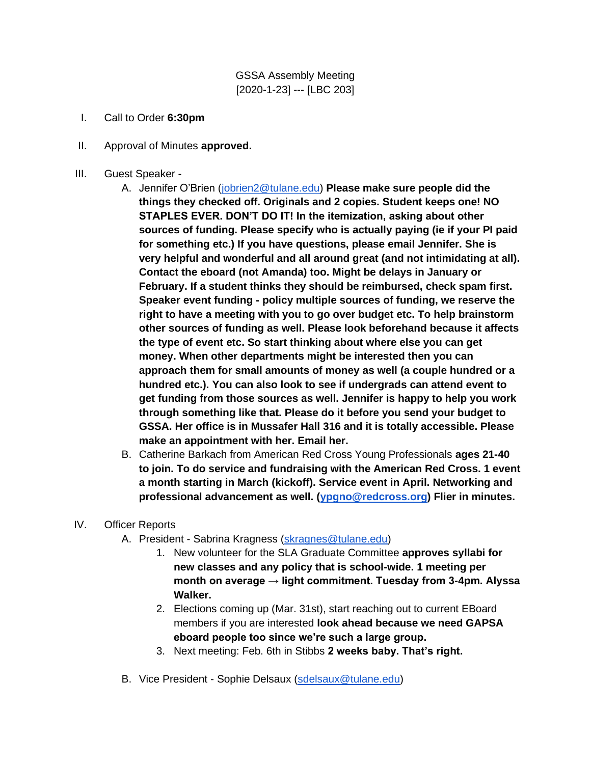GSSA Assembly Meeting
[2020-1-23] --- [LBC 203]

I. Call to Order **6:30pm**

II. Approval of Minutes **approved.**

III. Guest Speaker -
   A. Jennifer O'Brien (jobrien2@tulane.edu) **Please make sure people did the things they checked off. Originals and 2 copies. Student keeps one! NO STAPLES EVER. DON'T DO IT! In the itemization, asking about other sources of funding. Please specify who is actually paying (ie if your PI paid for something etc.) If you have questions, please email Jennifer. She is very helpful and wonderful and all around great (and not intimidating at all). Contact the eboard (not Amanda) too. Might be delays in January or February. If a student thinks they should be reimbursed, check spam first. Speaker event funding - policy multiple sources of funding, we reserve the right to have a meeting with you to go over budget etc. To help brainstorm other sources of funding as well. Please look beforehand because it affects the type of event etc. So start thinking about where else you can get money. When other departments might be interested then you can approach them for small amounts of money as well (a couple hundred or a hundred etc.). You can also look to see if undergrads can attend event to get funding from those sources as well. Jennifer is happy to help you work through something like that. Please do it before you send your budget to GSSA. Her office is in Mussafer Hall 316 and it is totally accessible. Please make an appointment with her. Email her.**
   B. Catherine Barkach from American Red Cross Young Professionals **ages 21-40 to join. To do service and fundraising with the American Red Cross. 1 event a month starting in March (kickoff). Service event in April. Networking and professional advancement as well. (ypgno@redcross.org) Flier in minutes.**

IV. Officer Reports
   A. President - Sabrina Kragness (skragnes@tulane.edu)
      1. New volunteer for the SLA Graduate Committee **approves syllabi for new classes and any policy that is school-wide. 1 meeting per month on average → light commitment. Tuesday from 3-4pm. Alyssa Walker.**
      2. Elections coming up (Mar. 31st), start reaching out to current EBoard members if you are interested **look ahead because we need GAPSA eboard people too since we're such a large group.**
      3. Next meeting: Feb. 6th in Stibbs **2 weeks baby. That's right.**

   B. Vice President - Sophie Delsaux (sdelsaux@tulane.edu)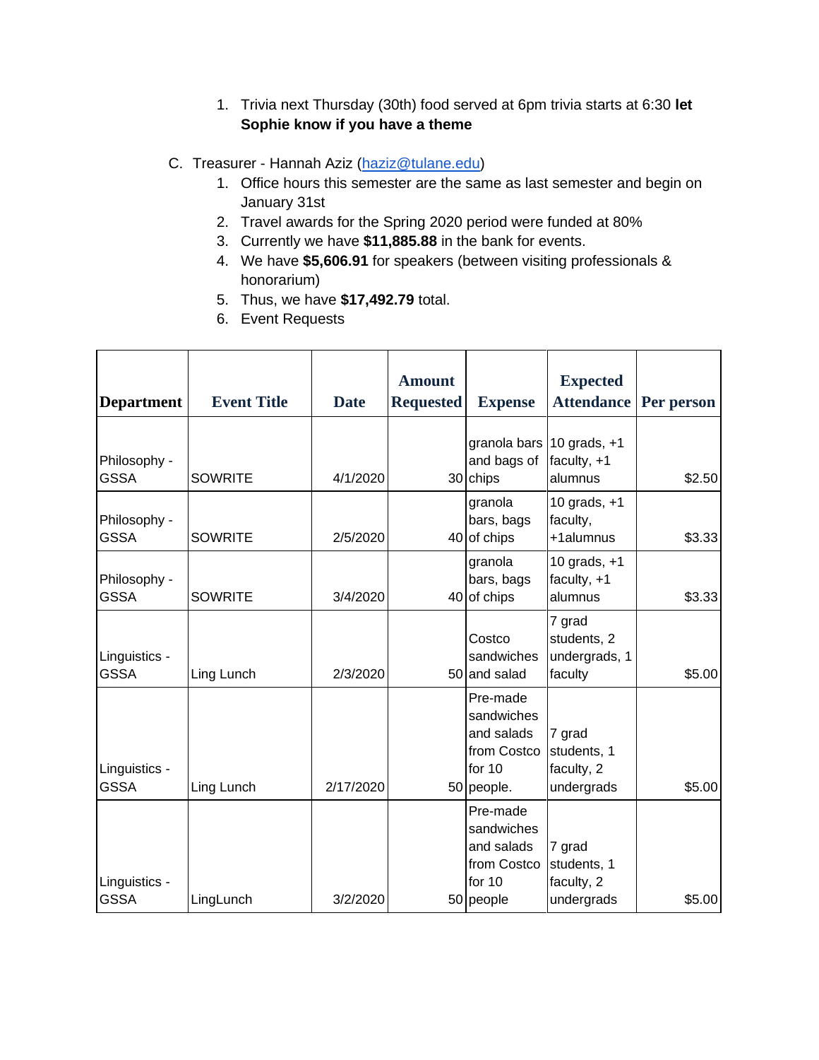1. Trivia next Thursday (30th) food served at 6pm trivia starts at 6:30 **let Sophie know if you have a theme**

C. Treasurer - Hannah Aziz (haziz@tulane.edu)

1. Office hours this semester are the same as last semester and begin on January 31st
2. Travel awards for the Spring 2020 period were funded at 80%
3. Currently we have **$11,885.88** in the bank for events.
4. We have **$5,606.91** for speakers (between visiting professionals & honorarium)
5. Thus, we have **$17,492.79** total.
6. Event Requests

| Department | Event Title | Date | Amount Requested | Expense | Expected Attendance | Per person |
|---|---|---|---|---|---|---|
| Philosophy - GSSA | SOWRITE | 4/1/2020 | 30 | granola bars and bags of chips | 10 grads, +1 faculty, +1 alumnus | $2.50 |
| Philosophy - GSSA | SOWRITE | 2/5/2020 | 40 | granola bars, bags of chips | 10 grads, +1 faculty, +1alumnus | $3.33 |
| Philosophy - GSSA | SOWRITE | 3/4/2020 | 40 | granola bars, bags of chips | 10 grads, +1 faculty, +1 alumnus | $3.33 |
| Linguistics - GSSA | Ling Lunch | 2/3/2020 | 50 | Costco sandwiches and salad | 7 grad students, 2 undergrads, 1 faculty | $5.00 |
| Linguistics - GSSA | Ling Lunch | 2/17/2020 | 50 | Pre-made sandwiches and salads from Costco for 10 people. | 7 grad students, 1 faculty, 2 undergrads | $5.00 |
| Linguistics - GSSA | LingLunch | 3/2/2020 | 50 | Pre-made sandwiches and salads from Costco for 10 people | 7 grad students, 1 faculty, 2 undergrads | $5.00 |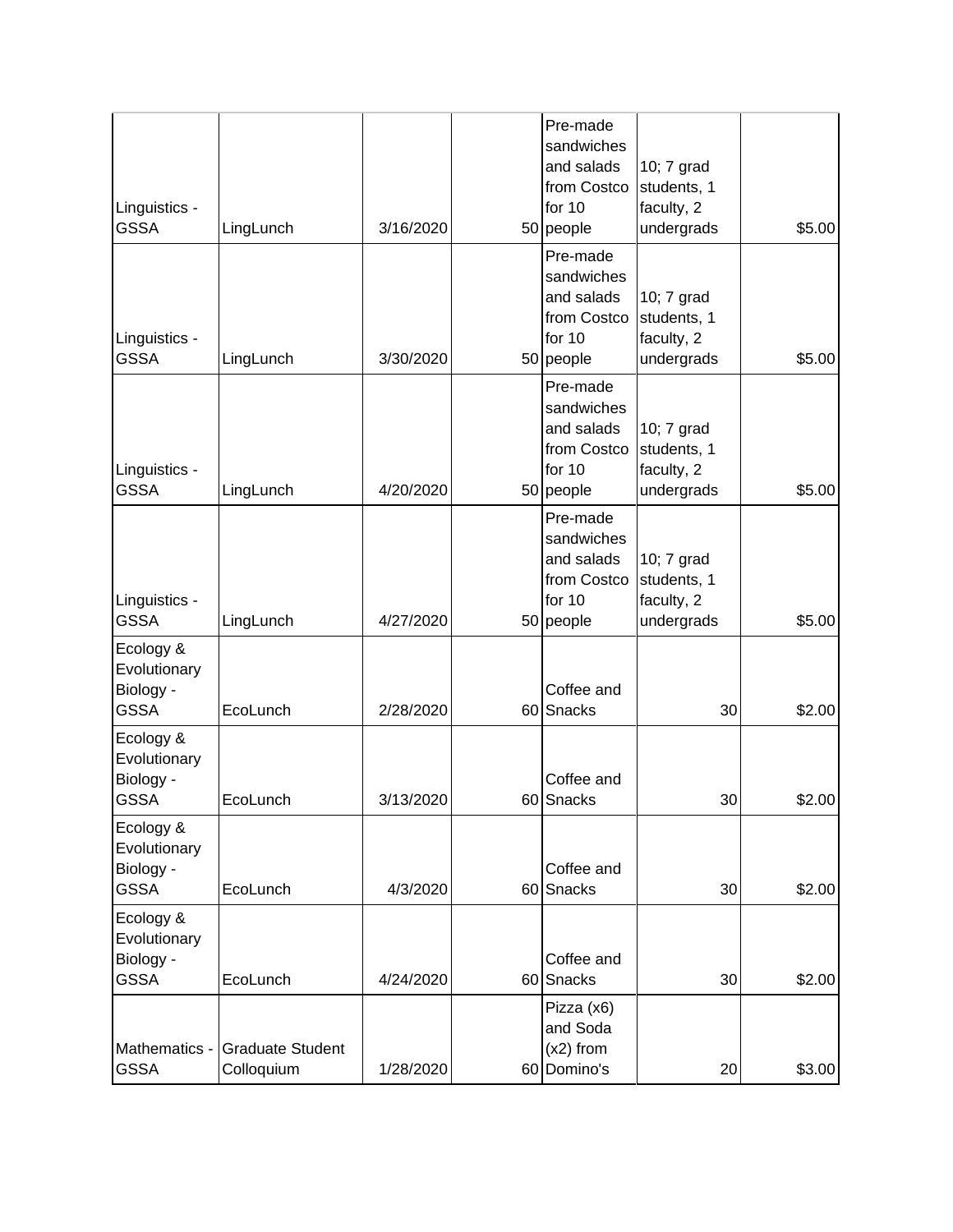| | | | | | | |
|---|---|---|---|---|---|---|
| Linguistics - GSSA | LingLunch | 3/16/2020 | 50 | Pre-made sandwiches and salads from Costco for 10 people | 10; 7 grad students, 1 faculty, 2 undergrads | $5.00 |
| Linguistics - GSSA | LingLunch | 3/30/2020 | 50 | Pre-made sandwiches and salads from Costco for 10 people | 10; 7 grad students, 1 faculty, 2 undergrads | $5.00 |
| Linguistics - GSSA | LingLunch | 4/20/2020 | 50 | Pre-made sandwiches and salads from Costco for 10 people | 10; 7 grad students, 1 faculty, 2 undergrads | $5.00 |
| Linguistics - GSSA | LingLunch | 4/27/2020 | 50 | Pre-made sandwiches and salads from Costco for 10 people | 10; 7 grad students, 1 faculty, 2 undergrads | $5.00 |
| Ecology & Evolutionary Biology - GSSA | EcoLunch | 2/28/2020 | 60 | Coffee and Snacks | 30 | $2.00 |
| Ecology & Evolutionary Biology - GSSA | EcoLunch | 3/13/2020 | 60 | Coffee and Snacks | 30 | $2.00 |
| Ecology & Evolutionary Biology - GSSA | EcoLunch | 4/3/2020 | 60 | Coffee and Snacks | 30 | $2.00 |
| Ecology & Evolutionary Biology - GSSA | EcoLunch | 4/24/2020 | 60 | Coffee and Snacks | 30 | $2.00 |
| Mathematics - GSSA | Graduate Student Colloquium | 1/28/2020 | 60 | Pizza (x6) and Soda (x2) from Domino's | 20 | $3.00 |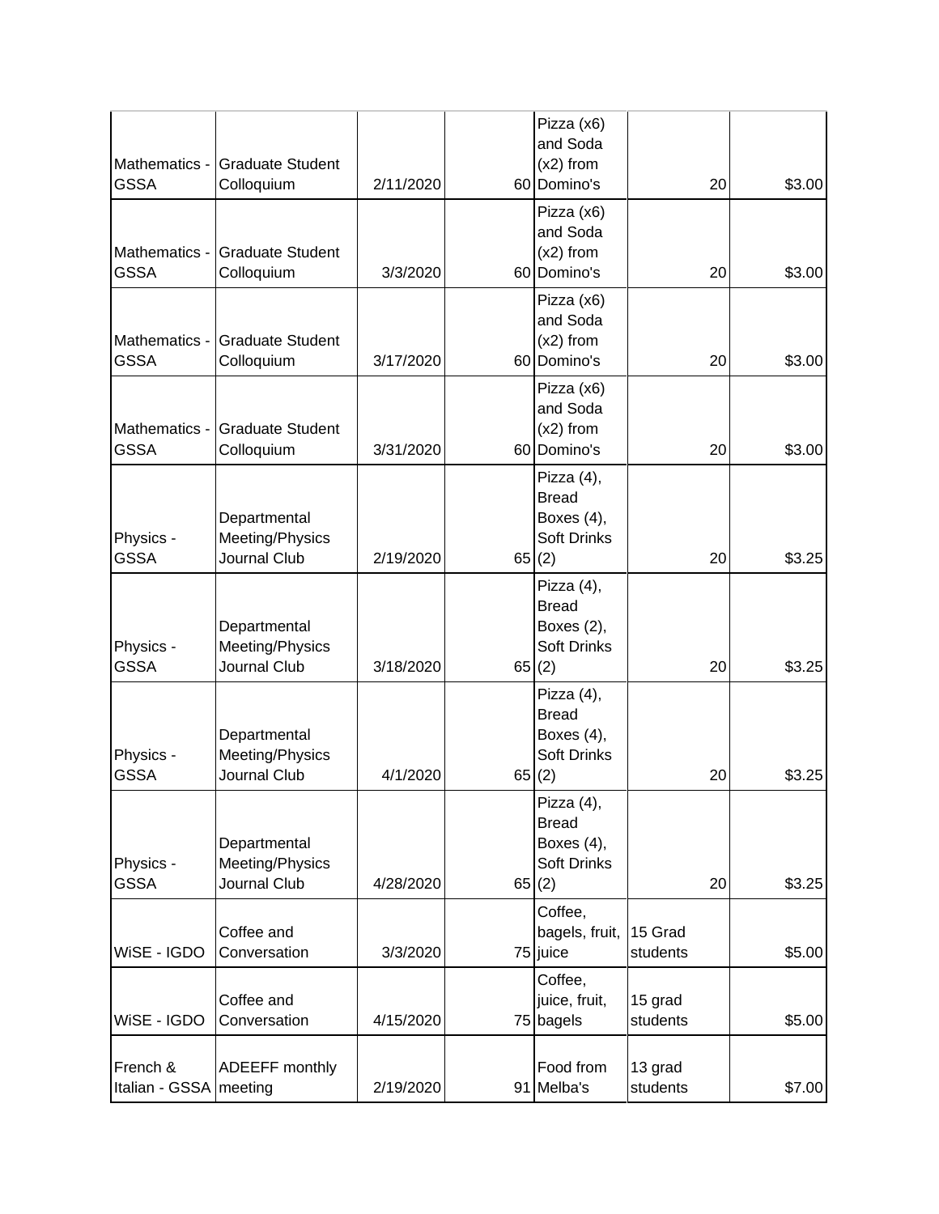| | | | | | | |
|---|---|---|---|---|---|---|
| Mathematics - GSSA | Graduate Student Colloquium | 2/11/2020 | 60 | Pizza (x6) and Soda (x2) from Domino's | 20 | $3.00 |
| Mathematics - GSSA | Graduate Student Colloquium | 3/3/2020 | 60 | Pizza (x6) and Soda (x2) from Domino's | 20 | $3.00 |
| Mathematics - GSSA | Graduate Student Colloquium | 3/17/2020 | 60 | Pizza (x6) and Soda (x2) from Domino's | 20 | $3.00 |
| Mathematics - GSSA | Graduate Student Colloquium | 3/31/2020 | 60 | Pizza (x6) and Soda (x2) from Domino's | 20 | $3.00 |
| Physics - GSSA | Departmental Meeting/Physics Journal Club | 2/19/2020 | 65 | Pizza (4), Bread Boxes (4), Soft Drinks (2) | 20 | $3.25 |
| Physics - GSSA | Departmental Meeting/Physics Journal Club | 3/18/2020 | 65 | Pizza (4), Bread Boxes (2), Soft Drinks (2) | 20 | $3.25 |
| Physics - GSSA | Departmental Meeting/Physics Journal Club | 4/1/2020 | 65 | Pizza (4), Bread Boxes (4), Soft Drinks (2) | 20 | $3.25 |
| Physics - GSSA | Departmental Meeting/Physics Journal Club | 4/28/2020 | 65 | Pizza (4), Bread Boxes (4), Soft Drinks (2) | 20 | $3.25 |
| WiSE - IGDO | Coffee and Conversation | 3/3/2020 | 75 | Coffee, bagels, fruit, juice | 15 Grad students | $5.00 |
| WiSE - IGDO | Coffee and Conversation | 4/15/2020 | 75 | Coffee, juice, fruit, bagels | 15 grad students | $5.00 |
| French & Italian - GSSA | ADEEFF monthly meeting | 2/19/2020 | 91 | Food from Melba's | 13 grad students | $7.00 |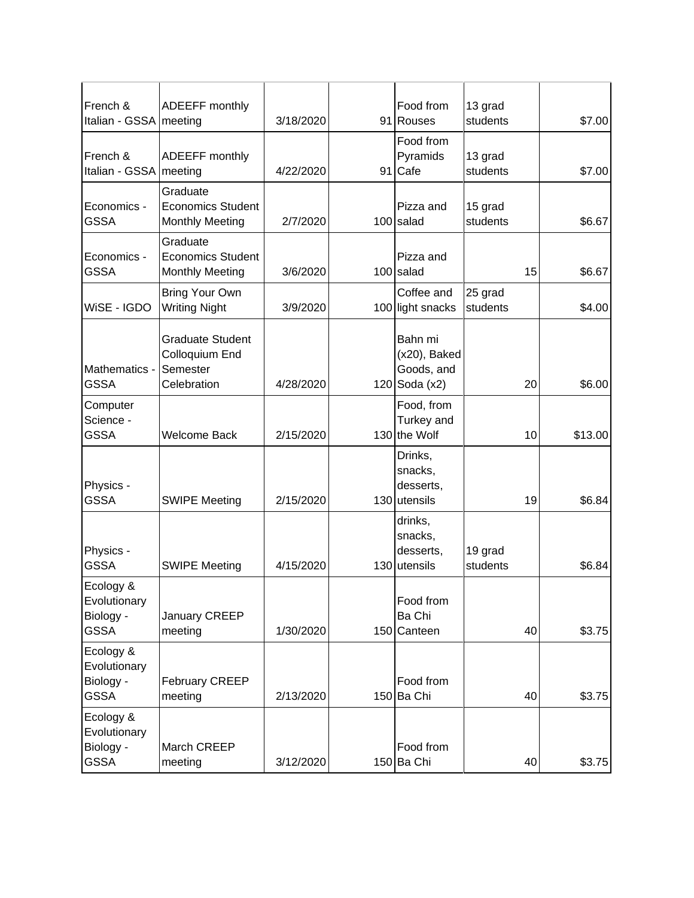| | | | | | | |
|---|---|---|---|---|---|---|
| French & Italian - GSSA | ADEEFF monthly meeting | 3/18/2020 | 91 | Food from Rouses | 13 grad students | $7.00 |
| French & Italian - GSSA | ADEEFF monthly meeting | 4/22/2020 | 91 | Food from Pyramids Cafe | 13 grad students | $7.00 |
| Economics - GSSA | Graduate Economics Student Monthly Meeting | 2/7/2020 | 100 | Pizza and salad | 15 grad students | $6.67 |
| Economics - GSSA | Graduate Economics Student Monthly Meeting | 3/6/2020 | 100 | Pizza and salad | 15 | $6.67 |
| WiSE - IGDO | Bring Your Own Writing Night | 3/9/2020 | 100 | Coffee and light snacks | 25 grad students | $4.00 |
| Mathematics - GSSA | Graduate Student Colloquium End Semester Celebration | 4/28/2020 | 120 | Bahn mi (x20), Baked Goods, and Soda (x2) | 20 | $6.00 |
| Computer Science - GSSA | Welcome Back | 2/15/2020 | 130 | Food, from Turkey and the Wolf | 10 | $13.00 |
| Physics - GSSA | SWIPE Meeting | 2/15/2020 | 130 | Drinks, snacks, desserts, utensils | 19 | $6.84 |
| Physics - GSSA | SWIPE Meeting | 4/15/2020 | 130 | drinks, snacks, desserts, utensils | 19 grad students | $6.84 |
| Ecology & Evolutionary Biology - GSSA | January CREEP meeting | 1/30/2020 | 150 | Food from Ba Chi Canteen | 40 | $3.75 |
| Ecology & Evolutionary Biology - GSSA | February CREEP meeting | 2/13/2020 | 150 | Food from Ba Chi | 40 | $3.75 |
| Ecology & Evolutionary Biology - GSSA | March CREEP meeting | 3/12/2020 | 150 | Food from Ba Chi | 40 | $3.75 |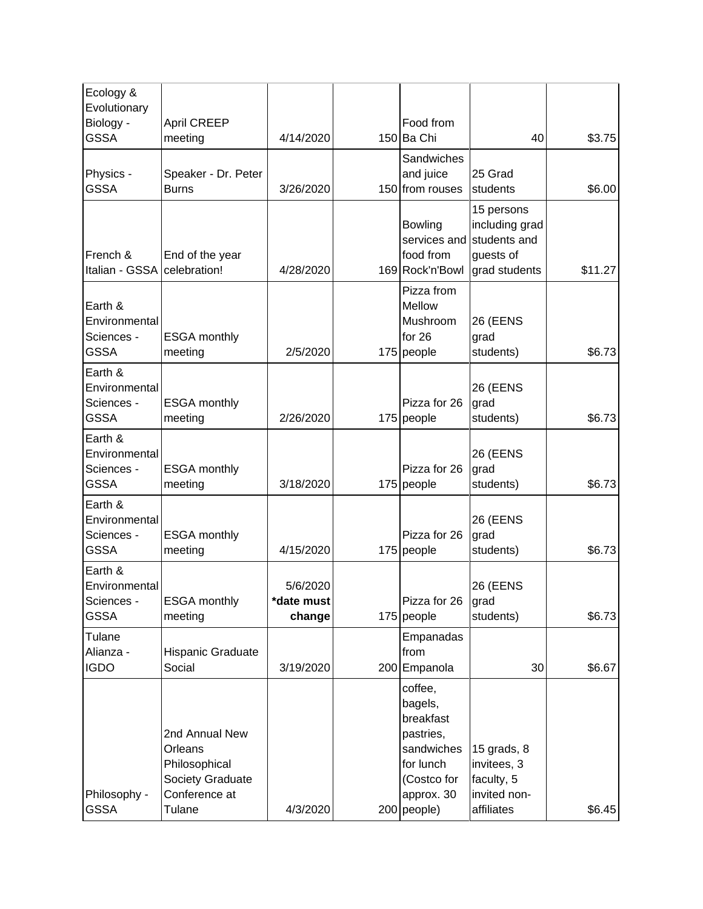| | | | | | | |
|---|---|---|---|---|---|---|
| Ecology & Evolutionary Biology - GSSA | April CREEP meeting | 4/14/2020 | 150 | Food from Ba Chi | 40 | $3.75 |
| Physics - GSSA | Speaker - Dr. Peter Burns | 3/26/2020 | 150 | Sandwiches and juice from rouses | 25 Grad students | $6.00 |
| French & Italian - GSSA | End of the year celebration! | 4/28/2020 | 169 | Bowling services and food from Rock'n'Bowl | 15 persons including grad students and guests of grad students | $11.27 |
| Earth & Environmental Sciences - GSSA | ESGA monthly meeting | 2/5/2020 | 175 | Pizza from Mellow Mushroom for 26 people | 26 (EENS grad students) | $6.73 |
| Earth & Environmental Sciences - GSSA | ESGA monthly meeting | 2/26/2020 | 175 | Pizza for 26 people | 26 (EENS grad students) | $6.73 |
| Earth & Environmental Sciences - GSSA | ESGA monthly meeting | 3/18/2020 | 175 | Pizza for 26 people | 26 (EENS grad students) | $6.73 |
| Earth & Environmental Sciences - GSSA | ESGA monthly meeting | 4/15/2020 | 175 | Pizza for 26 people | 26 (EENS grad students) | $6.73 |
| Earth & Environmental Sciences - GSSA | ESGA monthly meeting | 5/6/2020 **\*date must change** | 175 | Pizza for 26 people | 26 (EENS grad students) | $6.73 |
| Tulane Alianza - IGDO | Hispanic Graduate Social | 3/19/2020 | 200 | Empanadas from Empanola | 30 | $6.67 |
| Philosophy - GSSA | 2nd Annual New Orleans Philosophical Society Graduate Conference at Tulane | 4/3/2020 | 200 | coffee, bagels, breakfast pastries, sandwiches for lunch (Costco for approx. 30 people) | 15 grads, 8 invitees, 3 faculty, 5 invited non-affiliates | $6.45 |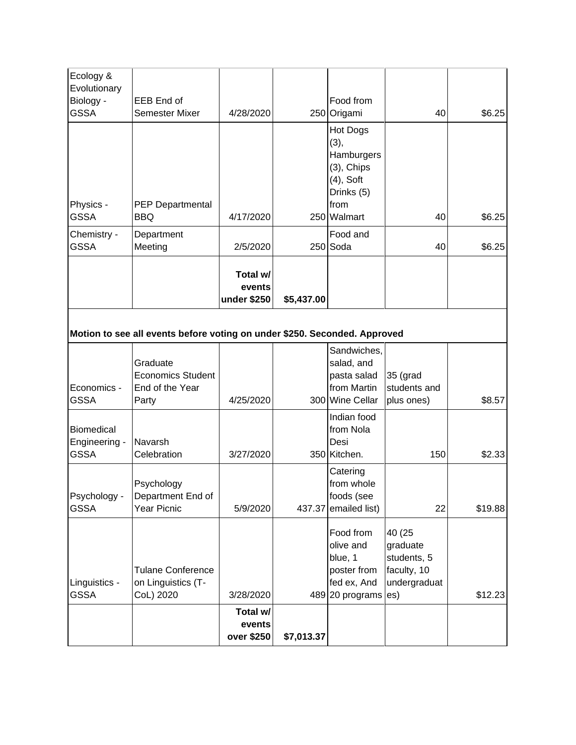| | | | | | | |
|---|---|---|---|---|---|---|
| Ecology & Evolutionary Biology - GSSA | EEB End of Semester Mixer | 4/28/2020 | 250 | Food from Origami | 40 | $6.25 |
| Physics - GSSA | PEP Departmental BBQ | 4/17/2020 | 250 | Hot Dogs (3), Hamburgers (3), Chips (4), Soft Drinks (5) from Walmart | 40 | $6.25 |
| Chemistry - GSSA | Department Meeting | 2/5/2020 | 250 | Food and Soda | 40 | $6.25 |
| | | **Total w/ events under $250** | **$5,437.00** | | | |
| **Motion to see all events before voting on under $250. Seconded. Approved** | | | | | | |
| Economics - GSSA | Graduate Economics Student End of the Year Party | 4/25/2020 | 300 | Sandwiches, salad, and pasta salad from Martin Wine Cellar | 35 (grad students and plus ones) | $8.57 |
| Biomedical Engineering - GSSA | Navarsh Celebration | 3/27/2020 | 350 | Indian food from Nola Desi Kitchen. | 150 | $2.33 |
| Psychology - GSSA | Psychology Department End of Year Picnic | 5/9/2020 | 437.37 | Catering from whole foods (see emailed list) | 22 | $19.88 |
| Linguistics - GSSA | Tulane Conference on Linguistics (T-CoL) 2020 | 3/28/2020 | 489 | Food from olive and blue, 1 poster from fed ex, And 20 programs | 40 (25 graduate students, 5 faculty, 10 undergraduates) | $12.23 |
| | | **Total w/ events over $250** | **$7,013.37** | | | |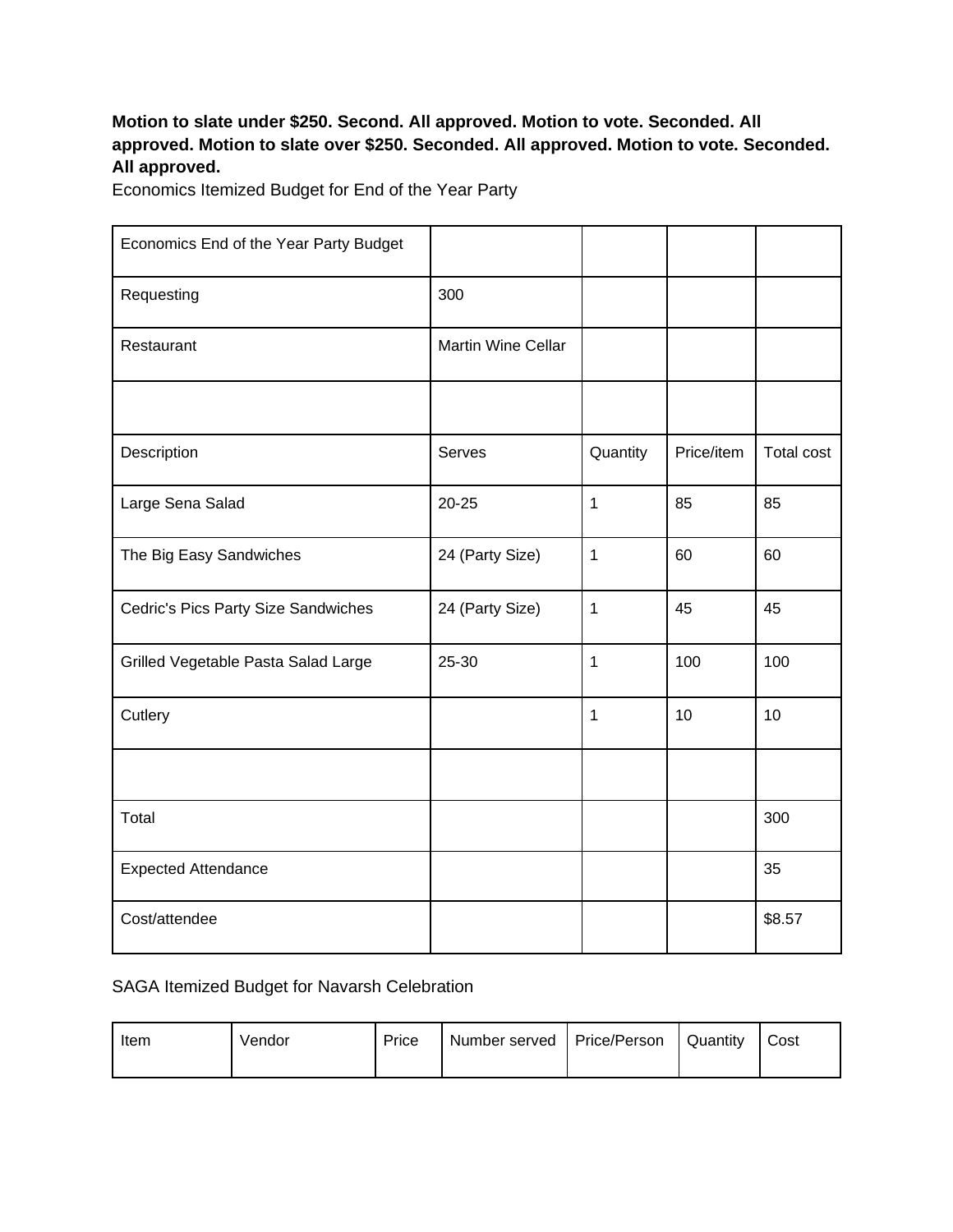**Motion to slate under $250. Second. All approved. Motion to vote. Seconded. All approved. Motion to slate over $250. Seconded. All approved. Motion to vote. Seconded. All approved.**

Economics Itemized Budget for End of the Year Party

| Economics End of the Year Party Budget | | | | |
|---|---|---|---|---|
| Requesting | 300 | | | |
| Restaurant | Martin Wine Cellar | | | |
| | | | | |
| Description | Serves | Quantity | Price/item | Total cost |
| Large Sena Salad | 20-25 | 1 | 85 | 85 |
| The Big Easy Sandwiches | 24 (Party Size) | 1 | 60 | 60 |
| Cedric's Pics Party Size Sandwiches | 24 (Party Size) | 1 | 45 | 45 |
| Grilled Vegetable Pasta Salad Large | 25-30 | 1 | 100 | 100 |
| Cutlery | | 1 | 10 | 10 |
| | | | | |
| Total | | | | 300 |
| Expected Attendance | | | | 35 |
| Cost/attendee | | | | $8.57 |

SAGA Itemized Budget for Navarsh Celebration

| Item | Vendor | Price | Number served | Price/Person | Quantity | Cost |
|---|---|---|---|---|---|---|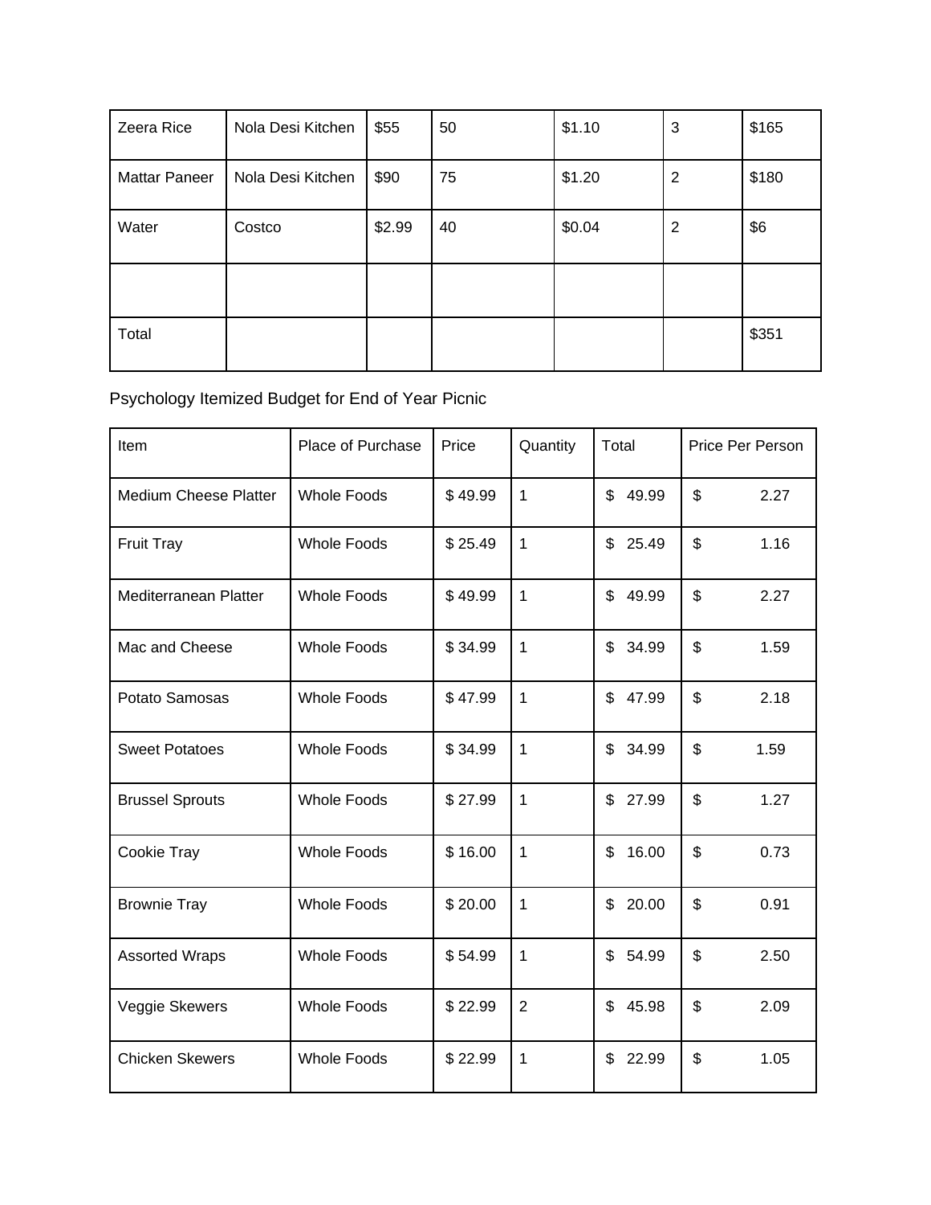| Zeera Rice | Nola Desi Kitchen | $55 | 50 | $1.10 | 3 | $165 |
|---|---|---|---|---|---|---|
| Mattar Paneer | Nola Desi Kitchen | $90 | 75 | $1.20 | 2 | $180 |
| Water | Costco | $2.99 | 40 | $0.04 | 2 | $6 |
| | | | | | | |
| Total | | | | | | $351 |

Psychology Itemized Budget for End of Year Picnic

| Item | Place of Purchase | Price | Quantity | Total | Price Per Person |
|---|---|---|---|---|---|
| Medium Cheese Platter | Whole Foods | $ 49.99 | 1 | $ 49.99 | $ 2.27 |
| Fruit Tray | Whole Foods | $ 25.49 | 1 | $ 25.49 | $ 1.16 |
| Mediterranean Platter | Whole Foods | $ 49.99 | 1 | $ 49.99 | $ 2.27 |
| Mac and Cheese | Whole Foods | $ 34.99 | 1 | $ 34.99 | $ 1.59 |
| Potato Samosas | Whole Foods | $ 47.99 | 1 | $ 47.99 | $ 2.18 |
| Sweet Potatoes | Whole Foods | $ 34.99 | 1 | $ 34.99 | $ 1.59 |
| Brussel Sprouts | Whole Foods | $ 27.99 | 1 | $ 27.99 | $ 1.27 |
| Cookie Tray | Whole Foods | $ 16.00 | 1 | $ 16.00 | $ 0.73 |
| Brownie Tray | Whole Foods | $ 20.00 | 1 | $ 20.00 | $ 0.91 |
| Assorted Wraps | Whole Foods | $ 54.99 | 1 | $ 54.99 | $ 2.50 |
| Veggie Skewers | Whole Foods | $ 22.99 | 2 | $ 45.98 | $ 2.09 |
| Chicken Skewers | Whole Foods | $ 22.99 | 1 | $ 22.99 | $ 1.05 |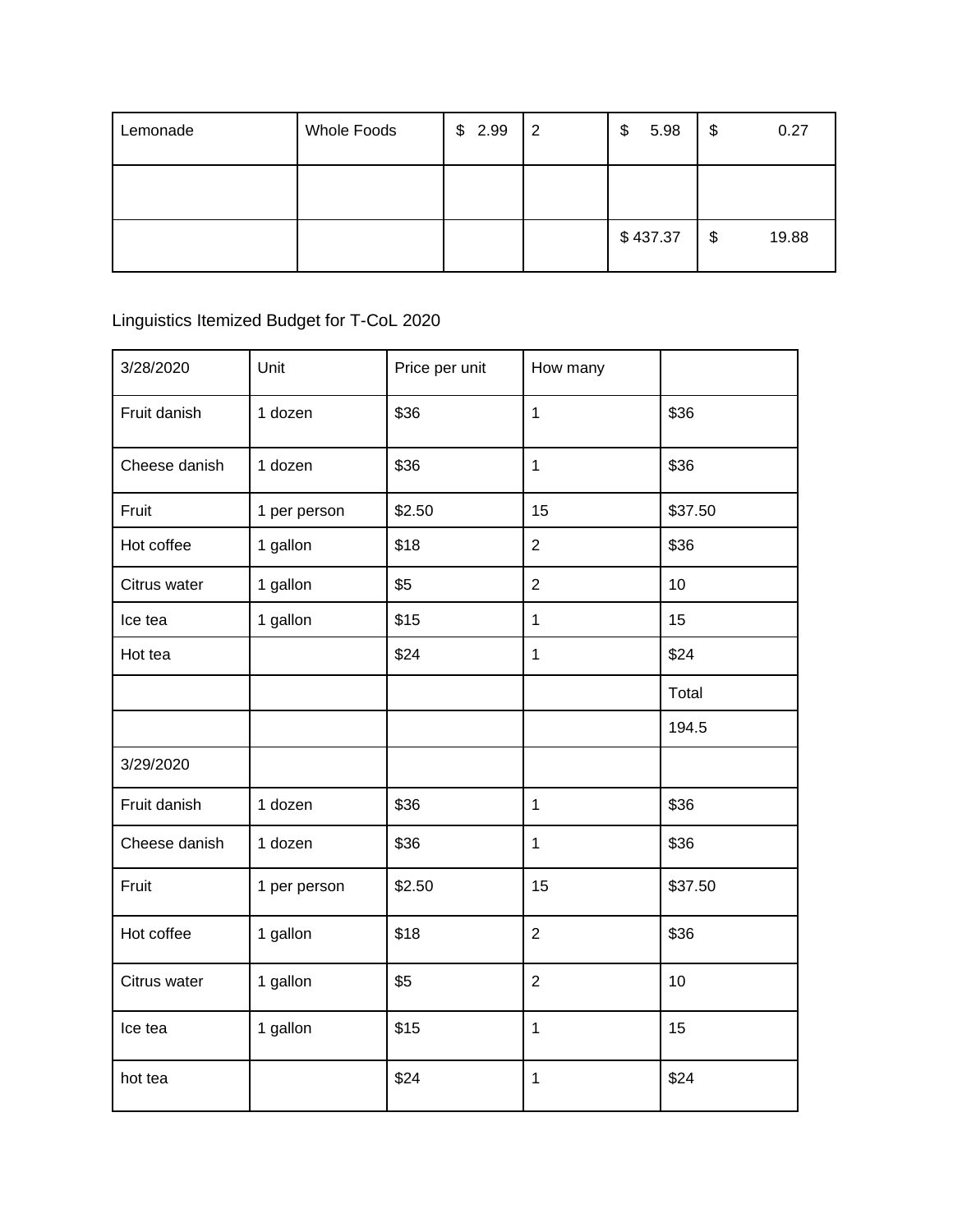| Lemonade | Whole Foods | $ 2.99 | 2 | $ 5.98 | $ 0.27 |
|---|---|---|---|---|---|
| | | | | | |
| | | | | $ 437.37 | $ 19.88 |

Linguistics Itemized Budget for T-CoL 2020

| 3/28/2020 | Unit | Price per unit | How many | |
|---|---|---|---|---|
| Fruit danish | 1 dozen | $36 | 1 | $36 |
| Cheese danish | 1 dozen | $36 | 1 | $36 |
| Fruit | 1 per person | $2.50 | 15 | $37.50 |
| Hot coffee | 1 gallon | $18 | 2 | $36 |
| Citrus water | 1 gallon | $5 | 2 | 10 |
| Ice tea | 1 gallon | $15 | 1 | 15 |
| Hot tea | | $24 | 1 | $24 |
| | | | | Total |
| | | | | 194.5 |
| 3/29/2020 | | | | |
| Fruit danish | 1 dozen | $36 | 1 | $36 |
| Cheese danish | 1 dozen | $36 | 1 | $36 |
| Fruit | 1 per person | $2.50 | 15 | $37.50 |
| Hot coffee | 1 gallon | $18 | 2 | $36 |
| Citrus water | 1 gallon | $5 | 2 | 10 |
| Ice tea | 1 gallon | $15 | 1 | 15 |
| hot tea | | $24 | 1 | $24 |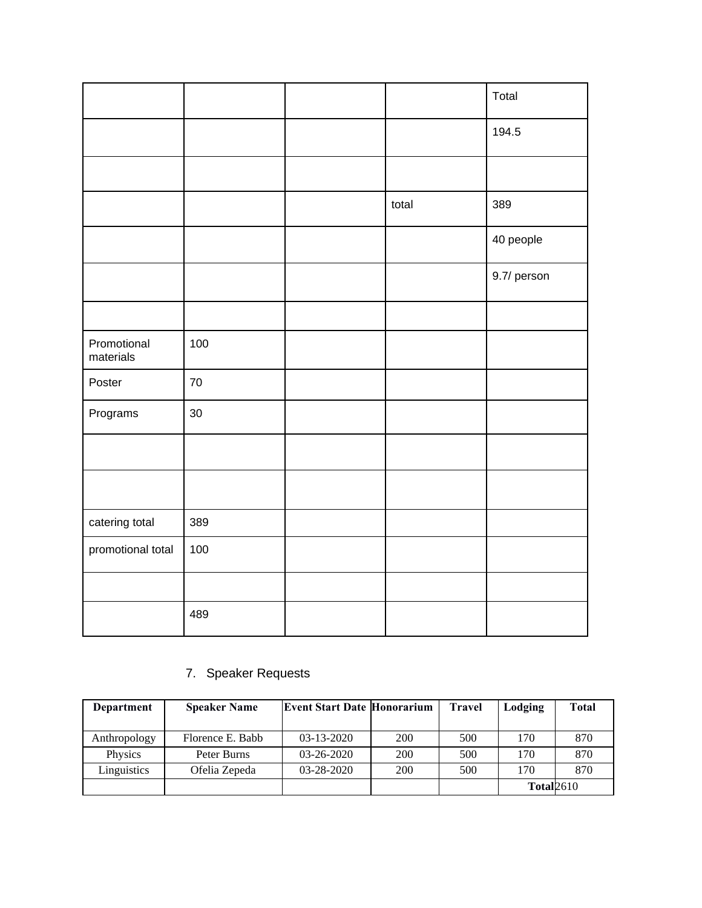| | | | | Total |
|---|---|---|---|---|
| | | | | 194.5 |
| | | | | |
| | | | total | 389 |
| | | | | 40 people |
| | | | | 9.7/ person |
| | | | | |
| Promotional materials | 100 | | | |
| Poster | 70 | | | |
| Programs | 30 | | | |
| | | | | |
| | | | | |
| catering total | 389 | | | |
| promotional total | 100 | | | |
| | | | | |
| | 489 | | | |

7. Speaker Requests

| Department | Speaker Name | Event Start Date | Honorarium | Travel | Lodging | Total |
|---|---|---|---|---|---|---|
| Anthropology | Florence E. Babb | 03-13-2020 | 200 | 500 | 170 | 870 |
| Physics | Peter Burns | 03-26-2020 | 200 | 500 | 170 | 870 |
| Linguistics | Ofelia Zepeda | 03-28-2020 | 200 | 500 | 170 | 870 |
| | | | | | **Total** | 2610 |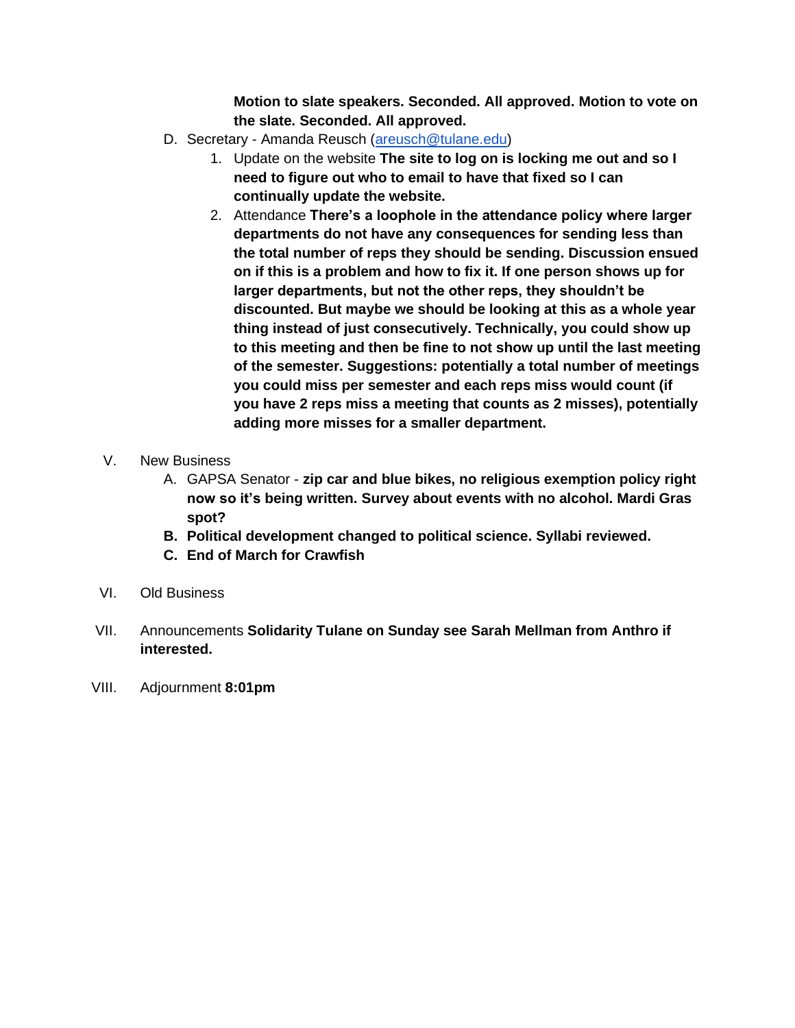**Motion to slate speakers. Seconded. All approved. Motion to vote on the slate. Seconded. All approved.**

D. Secretary - Amanda Reusch ([areusch@tulane.edu](mailto:areusch@tulane.edu))

1. Update on the website **The site to log on is locking me out and so I need to figure out who to email to have that fixed so I can continually update the website.**
2. Attendance **There's a loophole in the attendance policy where larger departments do not have any consequences for sending less than the total number of reps they should be sending. Discussion ensued on if this is a problem and how to fix it. If one person shows up for larger departments, but not the other reps, they shouldn't be discounted. But maybe we should be looking at this as a whole year thing instead of just consecutively. Technically, you could show up to this meeting and then be fine to not show up until the last meeting of the semester. Suggestions: potentially a total number of meetings you could miss per semester and each reps miss would count (if you have 2 reps miss a meeting that counts as 2 misses), potentially adding more misses for a smaller department.**

V. New Business

A. GAPSA Senator - **zip car and blue bikes, no religious exemption policy right now so it's being written. Survey about events with no alcohol. Mardi Gras spot?**

**B. Political development changed to political science. Syllabi reviewed.**

**C. End of March for Crawfish**

VI. Old Business

VII. Announcements **Solidarity Tulane on Sunday see Sarah Mellman from Anthro if interested.**

VIII. Adjournment **8:01pm**